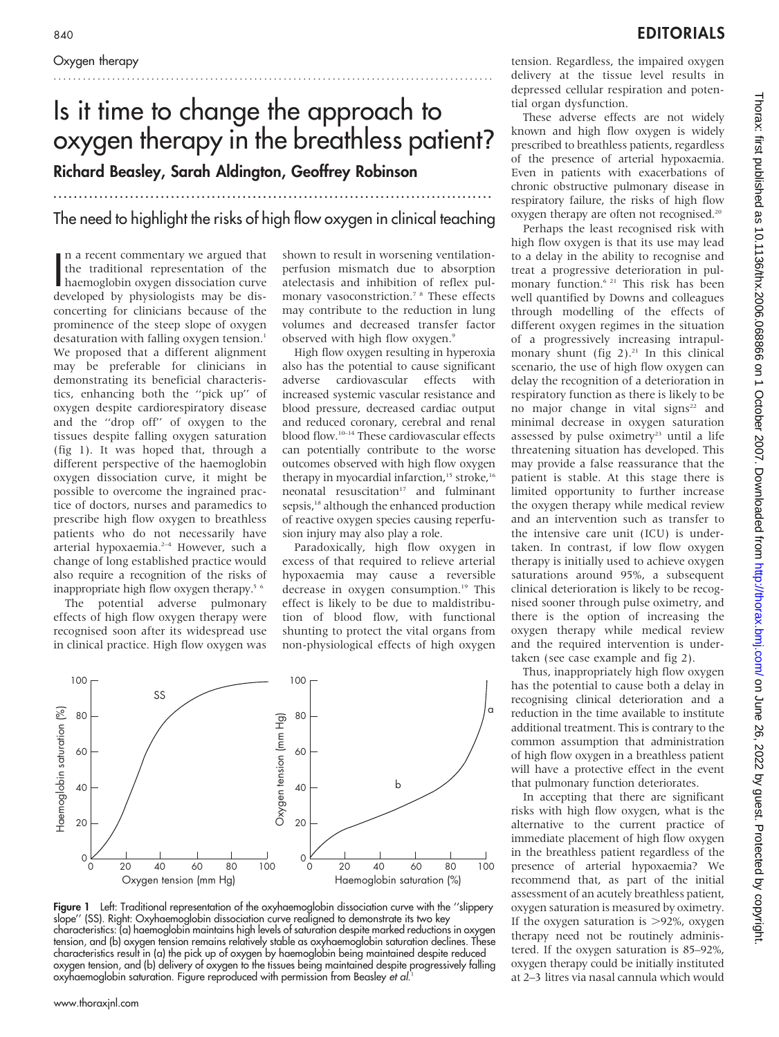Oxygen therapy

# Is it time to change the approach to oxygen therapy in the breathless patient?

**Richard Beasley, Sarah Aldington, Geoffrey Robinson**

## The need to highlight the risks of high flow oxygen in clinical teaching

In a recent commentary we argued that the traditional representation of the haemoglobin oxygen dissociation curve developed by physiologists may be disconcerting for clinicians because of the prominence of the steep slope of oxygen desaturation with falling oxygen tension.[1] We proposed that a different alignment may be preferable for clinicians in demonstrating its beneficial characteristics, enhancing both the "pick up" of oxygen despite cardiorespiratory disease and the "drop off" of oxygen to the tissues despite falling oxygen saturation (fig 1). It was hoped that, through a different perspective of the haemoglobin oxygen dissociation curve, it might be possible to overcome the ingrained practice of doctors, nurses and paramedics to prescribe high flow oxygen to breathless patients who do not necessarily have arterial hypoxaemia.[2–4] However, such a change of long established practice would also require a recognition of the risks of inappropriate high flow oxygen therapy.[5 6]

The potential adverse pulmonary effects of high flow oxygen therapy were recognised soon after its widespread use in clinical practice. High flow oxygen was shown to result in worsening ventilation-perfusion mismatch due to absorption atelectasis and inhibition of reflex pulmonary vasoconstriction.[7 8] These effects may contribute to the reduction in lung volumes and decreased transfer factor observed with high flow oxygen.[9]

High flow oxygen resulting in hyperoxia also has the potential to cause significant adverse cardiovascular effects with increased systemic vascular resistance and blood pressure, decreased cardiac output and reduced coronary, cerebral and renal blood flow.[10–14] These cardiovascular effects can potentially contribute to the worse outcomes observed with high flow oxygen therapy in myocardial infarction,[15] stroke,[16] neonatal resuscitation[17] and fulminant sepsis,[18] although the enhanced production of reactive oxygen species causing reperfusion injury may also play a role.

Paradoxically, high flow oxygen in excess of that required to relieve arterial hypoxaemia may cause a reversible decrease in oxygen consumption.[19] This effect is likely to be due to maldistribution of blood flow, with functional shunting to protect the vital organs from non-physiological effects of high oxygen tension. Regardless, the impaired oxygen delivery at the tissue level results in depressed cellular respiration and potential organ dysfunction.

These adverse effects are not widely known and high flow oxygen is widely prescribed to breathless patients, regardless of the presence of arterial hypoxaemia. Even in patients with exacerbations of chronic obstructive pulmonary disease in respiratory failure, the risks of high flow oxygen therapy are often not recognised.[20]

Perhaps the least recognised risk with high flow oxygen is that its use may lead to a delay in the ability to recognise and treat a progressive deterioration in pulmonary function.[6 21] This risk has been well quantified by Downs and colleagues through modelling of the effects of different oxygen regimes in the situation of a progressively increasing intrapulmonary shunt (fig 2).[21] In this clinical scenario, the use of high flow oxygen can delay the recognition of a deterioration in respiratory function as there is likely to be no major change in vital signs[22] and minimal decrease in oxygen saturation assessed by pulse oximetry[23] until a life threatening situation has developed. This may provide a false reassurance that the patient is stable. At this stage there is limited opportunity to further increase the oxygen therapy while medical review and an intervention such as transfer to the intensive care unit (ICU) is undertaken. In contrast, if low flow oxygen therapy is initially used to achieve oxygen saturations around 95%, a subsequent clinical deterioration is likely to be recognised sooner through pulse oximetry, and there is the option of increasing the oxygen therapy while medical review and the required intervention is undertaken (see case example and fig 2).

Thus, inappropriately high flow oxygen has the potential to cause both a delay in recognising clinical deterioration and a reduction in the time available to institute additional treatment. This is contrary to the common assumption that administration of high flow oxygen in a breathless patient will have a protective effect in the event that pulmonary function deteriorates.

In accepting that there are significant risks with high flow oxygen, what is the alternative to the current practice of immediate placement of high flow oxygen in the breathless patient regardless of the presence of arterial hypoxaemia? We recommend that, as part of the initial assessment of an acutely breathless patient, oxygen saturation is measured by oximetry. If the oxygen saturation is >92%, oxygen therapy need not be routinely administered. If the oxygen saturation is 85–92%, oxygen therapy could be initially instituted at 2–3 litres via nasal cannula which would

**Figure 1** Left: Traditional representation of the oxyhaemoglobin dissociation curve with the "slippery slope" (SS). Right: Oxyhaemoglobin dissociation curve realigned to demonstrate its two key characteristics: (a) haemoglobin maintains high levels of saturation despite marked reductions in oxygen tension, and (b) oxygen tension remains relatively stable as oxyhaemoglobin saturation declines. These characteristics result in (a) the pick up of oxygen by haemoglobin being maintained despite reduced oxygen tension, and (b) delivery of oxygen to the tissues being maintained despite progressively falling oxyhaemoglobin saturation. Figure reproduced with permission from Beasley *et al*.[1]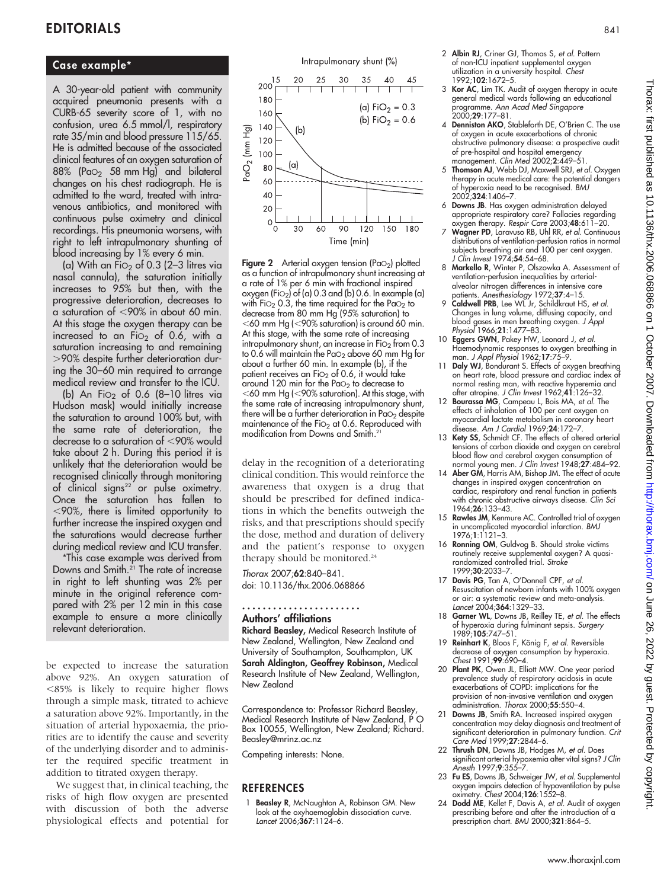## Case example*

A 30-year-old patient with community acquired pneumonia presents with a CURB-65 severity score of 1, with no confusion, urea 6.5 mmol/l, respiratory rate 35/min and blood pressure 115/65. He is admitted because of the associated clinical features of an oxygen saturation of 88% ($Pa_{O_2}$ 58 mm Hg) and bilateral changes on his chest radiograph. He is admitted to the ward, treated with intravenous antibiotics, and monitored with continuous pulse oximetry and clinical recordings. His pneumonia worsens, with right to left intrapulmonary shunting of blood increasing by 1% every 6 min.

(a) With an $Fi_{O_2}$ of 0.3 (2–3 litres via nasal cannula), the saturation initially increases to 95% but then, with the progressive deterioration, decreases to a saturation of <90% in about 60 min. At this stage the oxygen therapy can be increased to an $Fi_{O_2}$ of 0.6, with a saturation increasing to and remaining >90% despite further deterioration during the 30–60 min required to arrange medical review and transfer to the ICU.

(b) An $Fi_{O_2}$ of 0.6 (8–10 litres via Hudson mask) would initially increase the saturation to around 100% but, with the same rate of deterioration, the decrease to a saturation of <90% would take about 2 h. During this period it is unlikely that the deterioration would be recognised clinically through monitoring of clinical signs[22] or pulse oximetry. Once the saturation has fallen to <90%, there is limited opportunity to further increase the inspired oxygen and the saturations would decrease further during medical review and ICU transfer.

*This case example was derived from Downs and Smith.[21] The rate of increase in right to left shunting was 2% per minute in the original reference compared with 2% per 12 min in this case example to ensure a more clinically relevant deterioration.

be expected to increase the saturation above 92%. An oxygen saturation of <85% is likely to require higher flows through a simple mask, titrated to achieve a saturation above 92%. Importantly, in the situation of arterial hypoxaemia, the priorities are to identify the cause and severity of the underlying disorder and to administer the required specific treatment in addition to titrated oxygen therapy.

We suggest that, in clinical teaching, the risks of high flow oxygen are presented with discussion of both the adverse physiological effects and potential for

Intrapulmonary shunt (%)
15 20 25 30 35 40 45
$Pa_{O_2}$ (mm Hg)
200 180 160 140 120 100 80 60 40 20 0
(a) $Fi_{O_2}$ = 0.3
(b) $Fi_{O_2}$ = 0.6
(a)
(b)
0 30 60 90 120 150 180
Time (min)

**Figure 2** Arterial oxygen tension ($Pa_{O_2}$) plotted as a function of intrapulmonary shunt increasing at a rate of 1% per 6 min with fractional inspired oxygen ($Fi_{O_2}$) of (a) 0.3 and (b) 0.6. In example (a) with $Fi_{O_2}$ 0.3, the time required for the $Pa_{O_2}$ to decrease from 80 mm Hg (95% saturation) to <60 mm Hg (<90% saturation) is around 60 min. At this stage, with the same rate of increasing intrapulmonary shunt, an increase in $Fi_{O_2}$ from 0.3 to 0.6 will maintain the $Pa_{O_2}$ above 60 mm Hg for about a further 60 min. In example (b), if the patient receives an $Fi_{O_2}$ of 0.6, it would take around 120 min for the $Pa_{O_2}$ to decrease to <60 mm Hg (<90% saturation). At this stage, with the same rate of increasing intrapulmonary shunt, there will be a further deterioration in $Pa_{O_2}$ despite maintenance of the $Fi_{O_2}$ at 0.6. Reproduced with modification from Downs and Smith.[21]

delay in the recognition of a deteriorating clinical condition. This would reinforce the awareness that oxygen is a drug that should be prescribed for defined indications in which the benefits outweigh the risks, and that prescriptions should specify the dose, method and duration of delivery and the patient's response to oxygen therapy should be monitored.[24]

*Thorax* 2007;**62**:840–841.
doi: 10.1136/thx.2006.068866

### Authors' affiliations

**Richard Beasley,** Medical Research Institute of New Zealand, Wellington, New Zealand and University of Southampton, Southampton, UK
**Sarah Aldington, Geoffrey Robinson,** Medical Research Institute of New Zealand, Wellington, New Zealand

Correspondence to: Professor Richard Beasley, Medical Research Institute of New Zealand, P O Box 10055, Wellington, New Zealand; Richard.Beasley@mrinz.ac.nz

Competing interests: None.

## REFERENCES

1. **Beasley R**, McNaughton A, Robinson GM. New look at the oxyhaemoglobin dissociation curve. *Lancet* 2006;**367**:1124–6.
2. **Albin RJ**, Criner GJ, Thomas S, *et al*. Pattern of non-ICU inpatient supplemental oxygen utilization in a university hospital. *Chest* 1992;**102**:1672–5.
3. **Kor AC**, Lim TK. Audit of oxygen therapy in acute general medical wards following an educational programme. *Ann Acad Med Singapore* 2000;**29**:177–81.
4. **Denniston AKO**, Stableforth DE, O'Brien C. The use of oxygen in acute exacerbations of chronic obstructive pulmonary disease: a prospective audit of pre-hospital and hospital emergency management. *Clin Med* 2002;**2**:449–51.
5. **Thomson AJ**, Webb DJ, Maxwell SRJ, *et al*. Oxygen therapy in acute medical care: the potential dangers of hyperoxia need to be recognised. *BMJ* 2002;**324**:1406–7.
6. **Downs JB**. Has oxygen administration delayed appropriate respiratory care? Fallacies regarding oxygen therapy. *Respir Care* 2003;**48**:611–20.
7. **Wagner PD**, Laravuso RB, Uhl RR, *et al*. Continuous distributions of ventilation-perfusion ratios in normal subjects breathing air and 100 per cent oxygen. *J Clin Invest* 1974;**54**:54–68.
8. **Markello R**, Winter P, Olszowka A. Assessment of ventilation-perfusion inequalities by arterial-alveolar nitrogen differences in intensive care patients. *Anesthesiology* 1972;**37**:4–15.
9. **Caldwell PRB**, Lee WL Jr, Schildkraut HS, *et al*. Changes in lung volume, diffusing capacity, and blood gases in men breathing oxygen. *J Appl Physiol* 1966;**21**:1477–83.
10. **Eggers GWN**, Pakey HW, Leonard J, *et al*. Haemodynamic responses to oxygen breathing in man. *J Appl Physiol* 1962;**17**:75–9.
11. **Daly WJ**, Bondurant S. Effects of oxygen breathing on heart rate, blood pressure and cardiac index of normal resting man, with reactive hyperemia and after atropine. *J Clin Invest* 1962;**41**:126–32.
12. **Bourassa MG**, Campeau L, Bois MA, *et al*. The effects of inhalation of 100 per cent oxygen on myocardial lactate metabolism in coronary heart disease. *Am J Cardiol* 1969;**24**:172–7.
13. **Kety SS**, Schmidt CF. The effects of altered arterial tensions of carbon dioxide and oxygen on cerebral blood flow and cerebral oxygen consumption of normal young men. *J Clin Invest* 1948;**27**:484–92.
14. **Aber GM**, Harris AM, Bishop JM. The effect of acute changes in inspired oxygen concentration on cardiac, respiratory and renal function in patients with chronic obstructive airways disease. *Clin Sci* 1964;**26**:133–43.
15. **Rawles JM**, Kenmure AC. Controlled trial of oxygen in uncomplicated myocardial infarction. *BMJ* 1976;**1**:1121–3.
16. **Ronning OM**, Guldvog B. Should stroke victims routinely receive supplemental oxygen? A quasi-randomized controlled trial. *Stroke* 1999;**30**:2033–7.
17. **Davis PG**, Tan A, O'Donnell CPF, *et al*. Resuscitation of newborn infants with 100% oxygen or air: a systematic review and meta-analysis. *Lancet* 2004;**364**:1329–33.
18. **Garner WL**, Downs JB, Reilley TE, *et al*. The effects of hyperoxia during fulminant sepsis. *Surgery* 1989;**105**:747–51.
19. **Reinhart K**, Bloos F, König F, *et al*. Reversible decrease of oxygen consumption by hyperoxia. *Chest* 1991;**99**:690–4.
20. **Plant PK**, Owen JL, Elliott MW. One year period prevalence study of respiratory acidosis in acute exacerbations of COPD: implications for the provision of non-invasive ventilation and oxygen administration. *Thorax* 2000;**55**:550–4.
21. **Downs JB**, Smith RA. Increased inspired oxygen concentration may delay diagnosis and treatment of significant deterioration in pulmonary function. *Crit Care Med* 1999;**27**:2844–6.
22. **Thrush DN**, Downs JB, Hodges M, *et al*. Does significant arterial hypoxemia alter vital signs? *J Clin Anesth* 1997;**9**:355–7.
23. **Fu ES**, Downs JB, Schweiger JW, *et al*. Supplemental oxygen impairs detection of hypoventilation by pulse oximetry. *Chest* 2004;**126**:1552–8.
24. **Dodd ME**, Kellet F, Davis A, *et al*. Audit of oxygen prescribing before and after the introduction of a prescription chart. *BMJ* 2000;**321**:864–5.